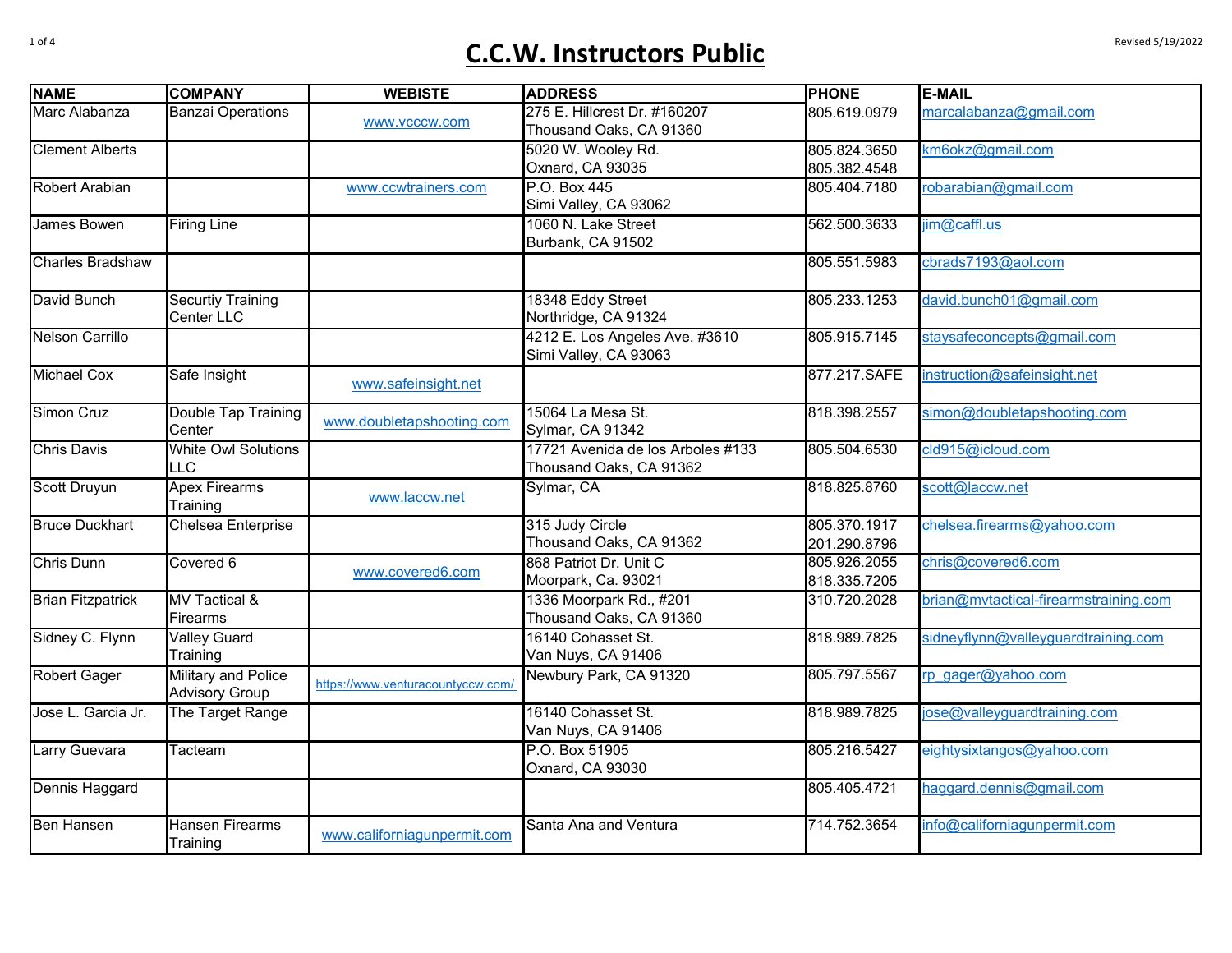# C.C.W. Instructors Public

Revised 5/19/2022

| NAME | COMPANY | WEBISTE | ADDRESS | PHONE | E-MAIL |
|---|---|---|---|---|---|
| Marc Alabanza | Banzai Operations | www.vcccw.com | 275 E. Hillcrest Dr. #160207 Thousand Oaks, CA 91360 | 805.619.0979 | marcalabanza@gmail.com |
| Clement Alberts | | | 5020 W. Wooley Rd. Oxnard, CA 93035 | 805.824.3650 805.382.4548 | km6okz@gmail.com |
| Robert Arabian | | www.ccwtrainers.com | P.O. Box 445 Simi Valley, CA 93062 | 805.404.7180 | robarabian@gmail.com |
| James Bowen | Firing Line | | 1060 N. Lake Street Burbank, CA 91502 | 562.500.3633 | jim@caffl.us |
| Charles Bradshaw | | | | 805.551.5983 | cbrads7193@aol.com |
| David Bunch | Securtiy Training Center LLC | | 18348 Eddy Street Northridge, CA 91324 | 805.233.1253 | david.bunch01@gmail.com |
| Nelson Carrillo | | | 4212 E. Los Angeles Ave. #3610 Simi Valley, CA 93063 | 805.915.7145 | staysafeconcepts@gmail.com |
| Michael Cox | Safe Insight | www.safeinsight.net | | 877.217.SAFE | instruction@safeinsight.net |
| Simon Cruz | Double Tap Training Center | www.doubletapshooting.com | 15064 La Mesa St. Sylmar, CA 91342 | 818.398.2557 | simon@doubletapshooting.com |
| Chris Davis | White Owl Solutions LLC | | 17721 Avenida de los Arboles #133 Thousand Oaks, CA 91362 | 805.504.6530 | cld915@icloud.com |
| Scott Druyun | Apex Firearms Training | www.laccw.net | Sylmar, CA | 818.825.8760 | scott@laccw.net |
| Bruce Duckhart | Chelsea Enterprise | | 315 Judy Circle Thousand Oaks, CA 91362 | 805.370.1917 201.290.8796 | chelsea.firearms@yahoo.com |
| Chris Dunn | Covered 6 | www.covered6.com | 868 Patriot Dr. Unit C Moorpark, Ca. 93021 | 805.926.2055 818.335.7205 | chris@covered6.com |
| Brian Fitzpatrick | MV Tactical & Firearms | | 1336 Moorpark Rd., #201 Thousand Oaks, CA 91360 | 310.720.2028 | brian@mvtactical-firearmstraining.com |
| Sidney C. Flynn | Valley Guard Training | | 16140 Cohasset St. Van Nuys, CA 91406 | 818.989.7825 | sidneyflynn@valleyguardtraining.com |
| Robert Gager | Military and Police Advisory Group | https://www.venturacountyccw.com/ | Newbury Park, CA 91320 | 805.797.5567 | rp_gager@yahoo.com |
| Jose L. Garcia Jr. | The Target Range | | 16140 Cohasset St. Van Nuys, CA 91406 | 818.989.7825 | jose@valleyguardtraining.com |
| Larry Guevara | Tacteam | | P.O. Box 51905 Oxnard, CA 93030 | 805.216.5427 | eightysixtangos@yahoo.com |
| Dennis Haggard | | | | 805.405.4721 | haggard.dennis@gmail.com |
| Ben Hansen | Hansen Firearms Training | www.californiagunpermit.com | Santa Ana and Ventura | 714.752.3654 | info@californiagunpermit.com |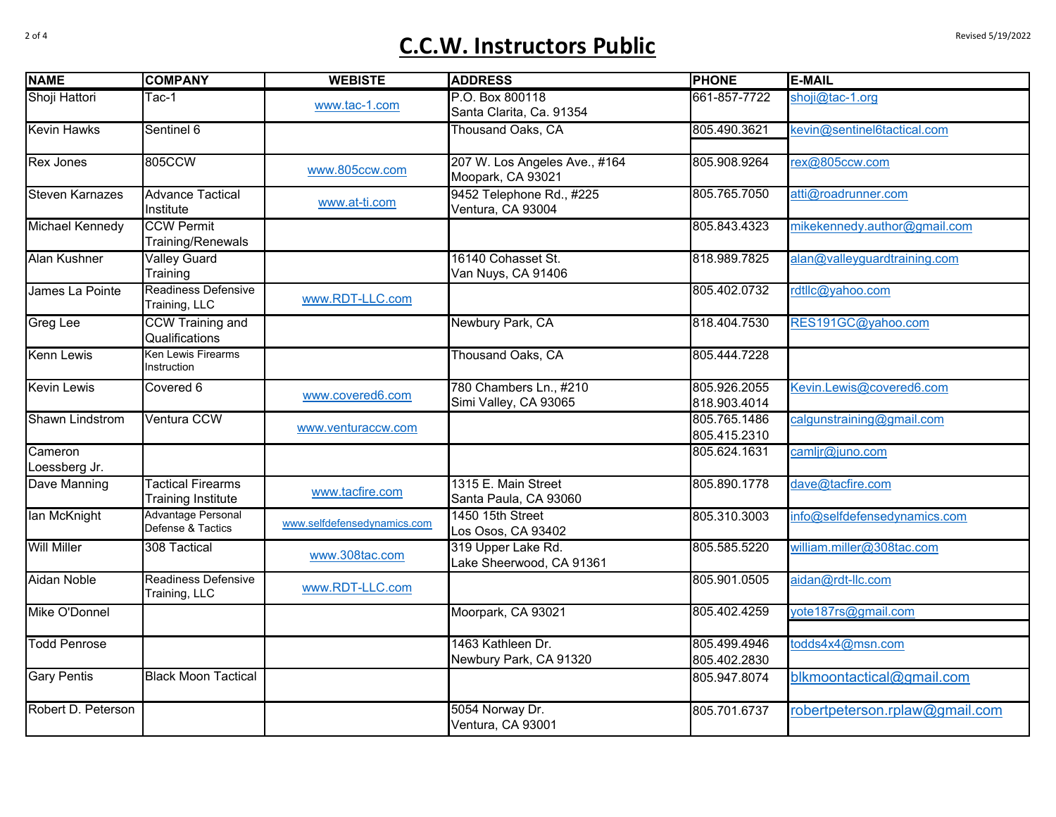# C.C.W. Instructors Public

Revised 5/19/2022

| NAME | COMPANY | WEBISTE | ADDRESS | PHONE | E-MAIL |
|---|---|---|---|---|---|
| Shoji Hattori | Tac-1 | www.tac-1.com | P.O. Box 800118 Santa Clarita, Ca. 91354 | 661-857-7722 | shoji@tac-1.org |
| Kevin Hawks | Sentinel 6 | | Thousand Oaks, CA | 805.490.3621 | kevin@sentinel6tactical.com |
| Rex Jones | 805CCW | www.805ccw.com | 207 W. Los Angeles Ave., #164 Moopark, CA 93021 | 805.908.9264 | rex@805ccw.com |
| Steven Karnazes | Advance Tactical Institute | www.at-ti.com | 9452 Telephone Rd., #225 Ventura, CA 93004 | 805.765.7050 | atti@roadrunner.com |
| Michael Kennedy | CCW Permit Training/Renewals | | | 805.843.4323 | mikekennedy.author@gmail.com |
| Alan Kushner | Valley Guard Training | | 16140 Cohasset St. Van Nuys, CA 91406 | 818.989.7825 | alan@valleyguardtraining.com |
| James La Pointe | Readiness Defensive Training, LLC | www.RDT-LLC.com | | 805.402.0732 | rdtllc@yahoo.com |
| Greg Lee | CCW Training and Qualifications | | Newbury Park, CA | 818.404.7530 | RES191GC@yahoo.com |
| Kenn Lewis | Ken Lewis Firearms Instruction | | Thousand Oaks, CA | 805.444.7228 | |
| Kevin Lewis | Covered 6 | www.covered6.com | 780 Chambers Ln., #210 Simi Valley, CA 93065 | 805.926.2055 818.903.4014 | Kevin.Lewis@covered6.com |
| Shawn Lindstrom | Ventura CCW | www.venturaccw.com | | 805.765.1486 805.415.2310 | calgunstraining@gmail.com |
| Cameron Loessberg Jr. | | | | 805.624.1631 | camljr@juno.com |
| Dave Manning | Tactical Firearms Training Institute | www.tacfire.com | 1315 E. Main Street Santa Paula, CA 93060 | 805.890.1778 | dave@tacfire.com |
| Ian McKnight | Advantage Personal Defense & Tactics | www.selfdefensedynamics.com | 1450 15th Street Los Osos, CA 93402 | 805.310.3003 | info@selfdefensedynamics.com |
| Will Miller | 308 Tactical | www.308tac.com | 319 Upper Lake Rd. Lake Sheerwood, CA 91361 | 805.585.5220 | william.miller@308tac.com |
| Aidan Noble | Readiness Defensive Training, LLC | www.RDT-LLC.com | | 805.901.0505 | aidan@rdt-llc.com |
| Mike O'Donnel | | | Moorpark, CA 93021 | 805.402.4259 | yote187rs@gmail.com |
| Todd Penrose | | | 1463 Kathleen Dr. Newbury Park, CA 91320 | 805.499.4946 805.402.2830 | todds4x4@msn.com |
| Gary Pentis | Black Moon Tactical | | | 805.947.8074 | blkmoontactical@gmail.com |
| Robert D. Peterson | | | 5054 Norway Dr. Ventura, CA 93001 | 805.701.6737 | robertpeterson.rplaw@gmail.com |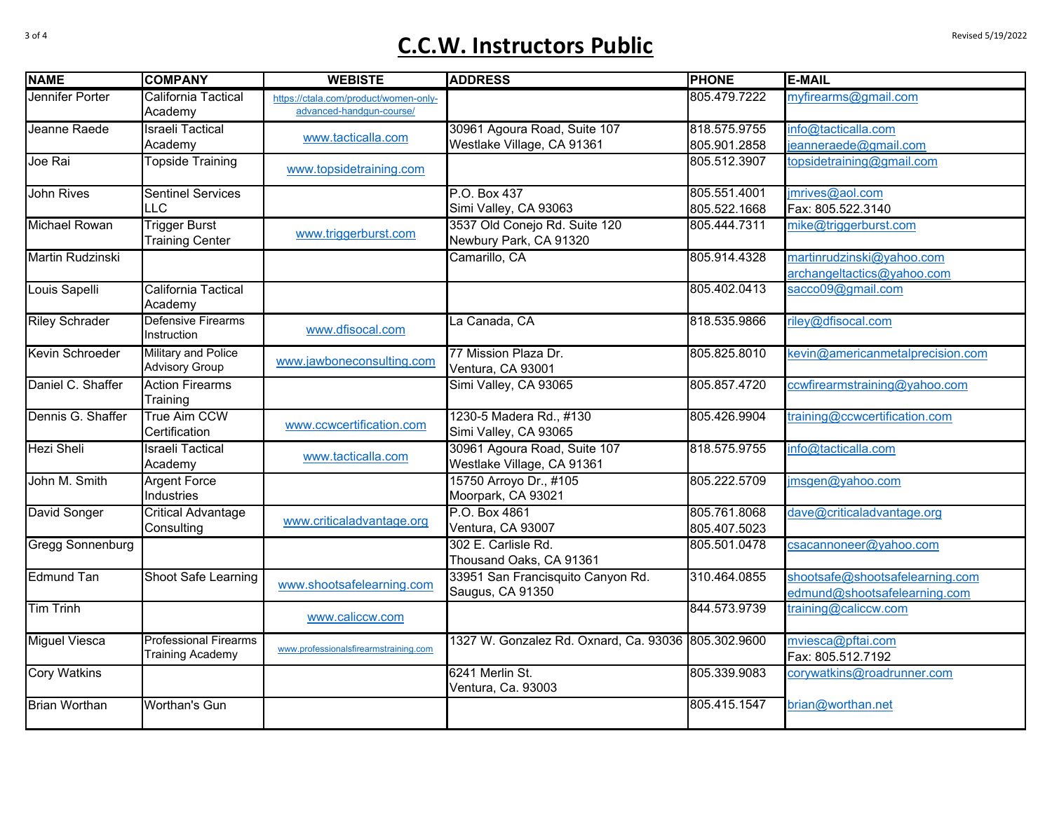# C.C.W. Instructors Public

Revised 5/19/2022

| NAME | COMPANY | WEBISTE | ADDRESS | PHONE | E-MAIL |
|---|---|---|---|---|---|
| Jennifer Porter | California Tactical Academy | https://ctala.com/product/women-only-advanced-handgun-course/ | | 805.479.7222 | myfirearms@gmail.com |
| Jeanne Raede | Israeli Tactical Academy | www.tacticalla.com | 30961 Agoura Road, Suite 107 Westlake Village, CA 91361 | 818.575.9755 805.901.2858 | info@tacticalla.com jeanneraede@gmail.com |
| Joe Rai | Topside Training | www.topsidetraining.com | | 805.512.3907 | topsidetraining@gmail.com |
| John Rives | Sentinel Services LLC | | P.O. Box 437 Simi Valley, CA 93063 | 805.551.4001 805.522.1668 | jmrives@aol.com Fax: 805.522.3140 |
| Michael Rowan | Trigger Burst Training Center | www.triggerburst.com | 3537 Old Conejo Rd. Suite 120 Newbury Park, CA 91320 | 805.444.7311 | mike@triggerburst.com |
| Martin Rudzinski | | | Camarillo, CA | 805.914.4328 | martinrudzinski@yahoo.com archangeltactics@yahoo.com |
| Louis Sapelli | California Tactical Academy | | | 805.402.0413 | sacco09@gmail.com |
| Riley Schrader | Defensive Firearms Instruction | www.dfisocal.com | La Canada, CA | 818.535.9866 | riley@dfisocal.com |
| Kevin Schroeder | Military and Police Advisory Group | www.jawboneconsulting.com | 77 Mission Plaza Dr. Ventura, CA 93001 | 805.825.8010 | kevin@americanmetalprecision.com |
| Daniel C. Shaffer | Action Firearms Training | | Simi Valley, CA 93065 | 805.857.4720 | ccwfirearmstraining@yahoo.com |
| Dennis G. Shaffer | True Aim CCW Certification | www.ccwcertification.com | 1230-5 Madera Rd., #130 Simi Valley, CA 93065 | 805.426.9904 | training@ccwcertification.com |
| Hezi Sheli | Israeli Tactical Academy | www.tacticalla.com | 30961 Agoura Road, Suite 107 Westlake Village, CA 91361 | 818.575.9755 | info@tacticalla.com |
| John M. Smith | Argent Force Industries | | 15750 Arroyo Dr., #105 Moorpark, CA 93021 | 805.222.5709 | jmsgen@yahoo.com |
| David Songer | Critical Advantage Consulting | www.criticaladvantage.org | P.O. Box 4861 Ventura, CA 93007 | 805.761.8068 805.407.5023 | dave@criticaladvantage.org |
| Gregg Sonnenburg | | | 302 E. Carlisle Rd. Thousand Oaks, CA 91361 | 805.501.0478 | csacannoneer@yahoo.com |
| Edmund Tan | Shoot Safe Learning | www.shootsafelearning.com | 33951 San Francisquito Canyon Rd. Saugus, CA 91350 | 310.464.0855 | shootsafe@shootsafelearning.com edmund@shootsafelearning.com |
| Tim Trinh | | www.caliccw.com | | 844.573.9739 | training@caliccw.com |
| Miguel Viesca | Professional Firearms Training Academy | www.professionalsfirearmstraining.com | 1327 W. Gonzalez Rd. Oxnard, Ca. 93036 | 805.302.9600 | mviesca@pftai.com Fax: 805.512.7192 |
| Cory Watkins | | | 6241 Merlin St. Ventura, Ca. 93003 | 805.339.9083 | corywatkins@roadrunner.com |
| Brian Worthan | Worthan's Gun | | | 805.415.1547 | brian@worthan.net |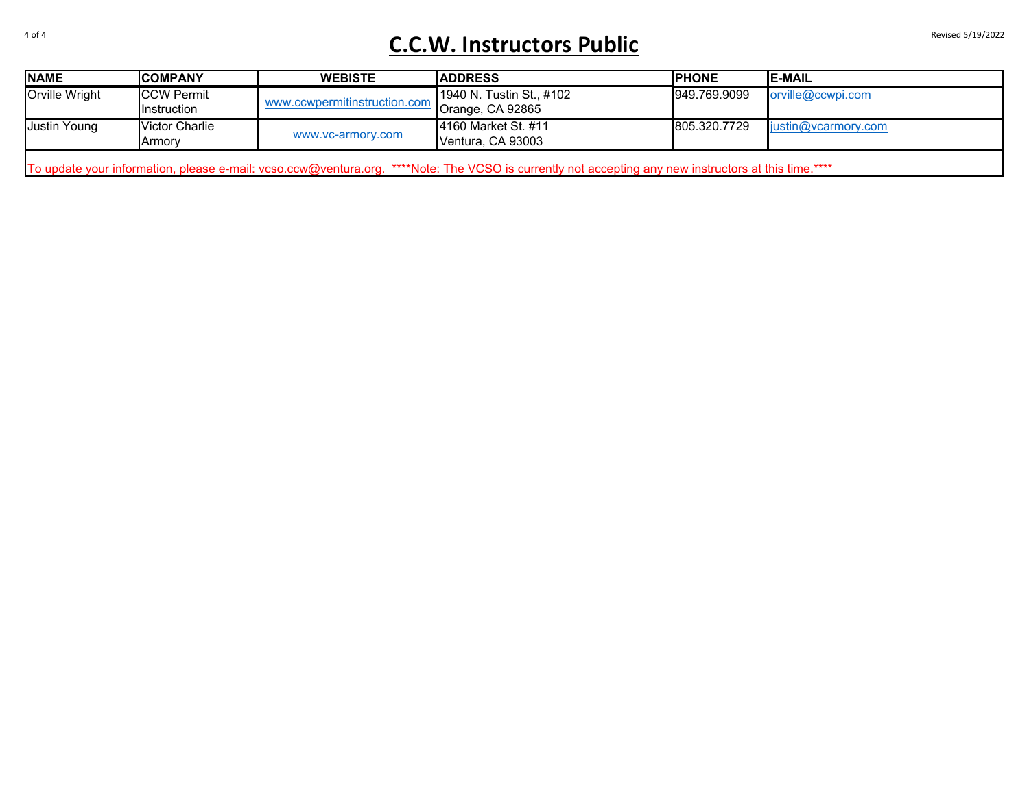# C.C.W. Instructors Public

Revised 5/19/2022

| NAME | COMPANY | WEBISTE | ADDRESS | PHONE | E-MAIL |
|---|---|---|---|---|---|
| Orville Wright | CCW Permit Instruction | www.ccwpermitinstruction.com | 1940 N. Tustin St., #102 Orange, CA 92865 | 949.769.9099 | orville@ccwpi.com |
| Justin Young | Victor Charlie Armory | www.vc-armory.com | 4160 Market St. #11 Ventura, CA 93003 | 805.320.7729 | justin@vcarmory.com |

To update your information, please e-mail: vcso.ccw@ventura.org. ****Note: The VCSO is currently not accepting any new instructors at this time.****